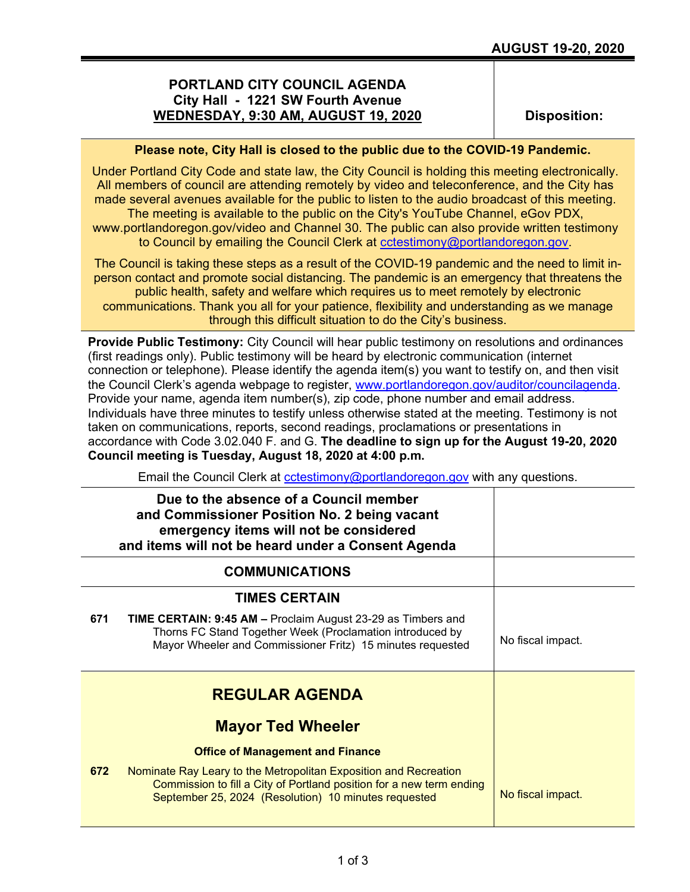**AUGUST 19-20, 2020**

# PORTLAND CITY COUNCIL AGENDA
## City Hall - 1221 SW Fourth Avenue
## WEDNESDAY, 9:30 AM, AUGUST 19, 2020

**Disposition:**

**Please note, City Hall is closed to the public due to the COVID-19 Pandemic.**

Under Portland City Code and state law, the City Council is holding this meeting electronically. All members of council are attending remotely by video and teleconference, and the City has made several avenues available for the public to listen to the audio broadcast of this meeting. The meeting is available to the public on the City's YouTube Channel, eGov PDX, www.portlandoregon.gov/video and Channel 30. The public can also provide written testimony to Council by emailing the Council Clerk at cctestimony@portlandoregon.gov.

The Council is taking these steps as a result of the COVID-19 pandemic and the need to limit in-person contact and promote social distancing. The pandemic is an emergency that threatens the public health, safety and welfare which requires us to meet remotely by electronic communications. Thank you all for your patience, flexibility and understanding as we manage through this difficult situation to do the City's business.

**Provide Public Testimony:** City Council will hear public testimony on resolutions and ordinances (first readings only). Public testimony will be heard by electronic communication (internet connection or telephone). Please identify the agenda item(s) you want to testify on, and then visit the Council Clerk's agenda webpage to register, www.portlandoregon.gov/auditor/councilagenda. Provide your name, agenda item number(s), zip code, phone number and email address. Individuals have three minutes to testify unless otherwise stated at the meeting. Testimony is not taken on communications, reports, second readings, proclamations or presentations in accordance with Code 3.02.040 F. and G. **The deadline to sign up for the August 19-20, 2020 Council meeting is Tuesday, August 18, 2020 at 4:00 p.m.**

Email the Council Clerk at cctestimony@portlandoregon.gov with any questions.

**Due to the absence of a Council member and Commissioner Position No. 2 being vacant emergency items will not be considered and items will not be heard under a Consent Agenda**

## COMMUNICATIONS

## TIMES CERTAIN

| Item | Description | Disposition |
|---|---|---|
| 671 | **TIME CERTAIN: 9:45 AM –** Proclaim August 23-29 as Timbers and Thorns FC Stand Together Week (Proclamation introduced by Mayor Wheeler and Commissioner Fritz) 15 minutes requested | No fiscal impact. |

## REGULAR AGENDA

### Mayor Ted Wheeler

**Office of Management and Finance**

| Item | Description | Disposition |
|---|---|---|
| 672 | Nominate Ray Leary to the Metropolitan Exposition and Recreation Commission to fill a City of Portland position for a new term ending September 25, 2024 (Resolution) 10 minutes requested | No fiscal impact. |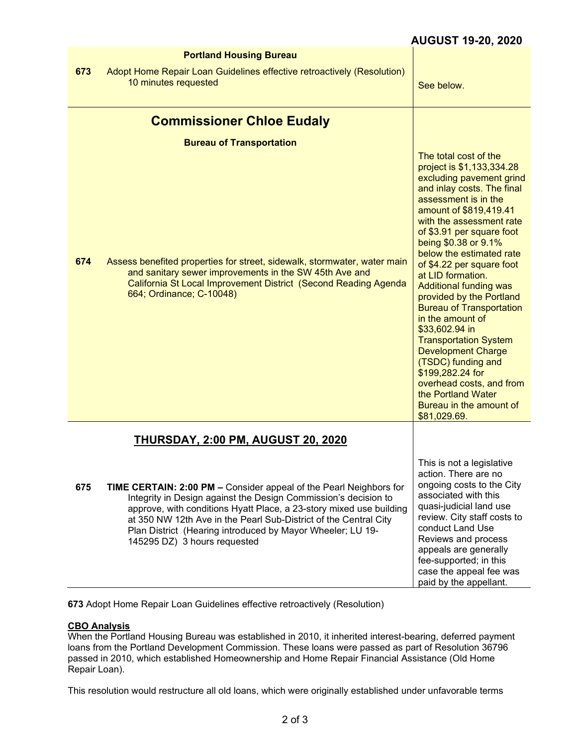**AUGUST 19-20, 2020**

| | | |
|---|---|---|
| | **Portland Housing Bureau** | |
| **673** | Adopt Home Repair Loan Guidelines effective retroactively (Resolution) 10 minutes requested | See below. |
| | **Commissioner Chloe Eudaly** | |
| | **Bureau of Transportation** | |
| **674** | Assess benefited properties for street, sidewalk, stormwater, water main and sanitary sewer improvements in the SW 45th Ave and California St Local Improvement District (Second Reading Agenda 664; Ordinance; C-10048) | The total cost of the project is $1,133,334.28 excluding pavement grind and inlay costs. The final assessment is in the amount of $819,419.41 with the assessment rate of $3.91 per square foot being $0.38 or 9.1% below the estimated rate of $4.22 per square foot at LID formation. Additional funding was provided by the Portland Bureau of Transportation in the amount of $33,602.94 in Transportation System Development Charge (TSDC) funding and $199,282.24 for overhead costs, and from the Portland Water Bureau in the amount of $81,029.69. |
| | **THURSDAY, 2:00 PM, AUGUST 20, 2020** | |
| **675** | **TIME CERTAIN: 2:00 PM –** Consider appeal of the Pearl Neighbors for Integrity in Design against the Design Commission's decision to approve, with conditions Hyatt Place, a 23-story mixed use building at 350 NW 12th Ave in the Pearl Sub-District of the Central City Plan District (Hearing introduced by Mayor Wheeler; LU 19-145295 DZ) 3 hours requested | This is not a legislative action. There are no ongoing costs to the City associated with this quasi-judicial land use review. City staff costs to conduct Land Use Reviews and process appeals are generally fee-supported; in this case the appeal fee was paid by the appellant. |

**673** Adopt Home Repair Loan Guidelines effective retroactively (Resolution)

**CBO Analysis**

When the Portland Housing Bureau was established in 2010, it inherited interest-bearing, deferred payment loans from the Portland Development Commission. These loans were passed as part of Resolution 36796 passed in 2010, which established Homeownership and Home Repair Financial Assistance (Old Home Repair Loan).

This resolution would restructure all old loans, which were originally established under unfavorable terms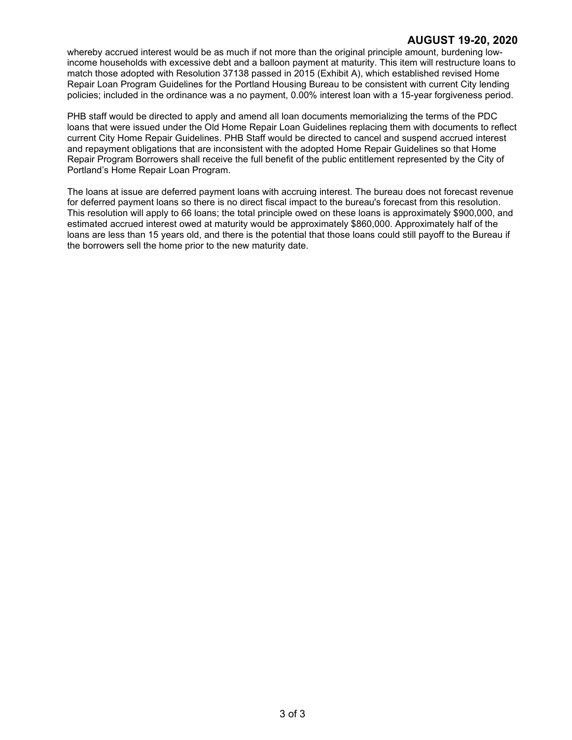whereby accrued interest would be as much if not more than the original principle amount, burdening low-income households with excessive debt and a balloon payment at maturity. This item will restructure loans to match those adopted with Resolution 37138 passed in 2015 (Exhibit A), which established revised Home Repair Loan Program Guidelines for the Portland Housing Bureau to be consistent with current City lending policies; included in the ordinance was a no payment, 0.00% interest loan with a 15-year forgiveness period.

PHB staff would be directed to apply and amend all loan documents memorializing the terms of the PDC loans that were issued under the Old Home Repair Loan Guidelines replacing them with documents to reflect current City Home Repair Guidelines. PHB Staff would be directed to cancel and suspend accrued interest and repayment obligations that are inconsistent with the adopted Home Repair Guidelines so that Home Repair Program Borrowers shall receive the full benefit of the public entitlement represented by the City of Portland's Home Repair Loan Program.

The loans at issue are deferred payment loans with accruing interest. The bureau does not forecast revenue for deferred payment loans so there is no direct fiscal impact to the bureau's forecast from this resolution. This resolution will apply to 66 loans; the total principle owed on these loans is approximately $900,000, and estimated accrued interest owed at maturity would be approximately $860,000. Approximately half of the loans are less than 15 years old, and there is the potential that those loans could still payoff to the Bureau if the borrowers sell the home prior to the new maturity date.